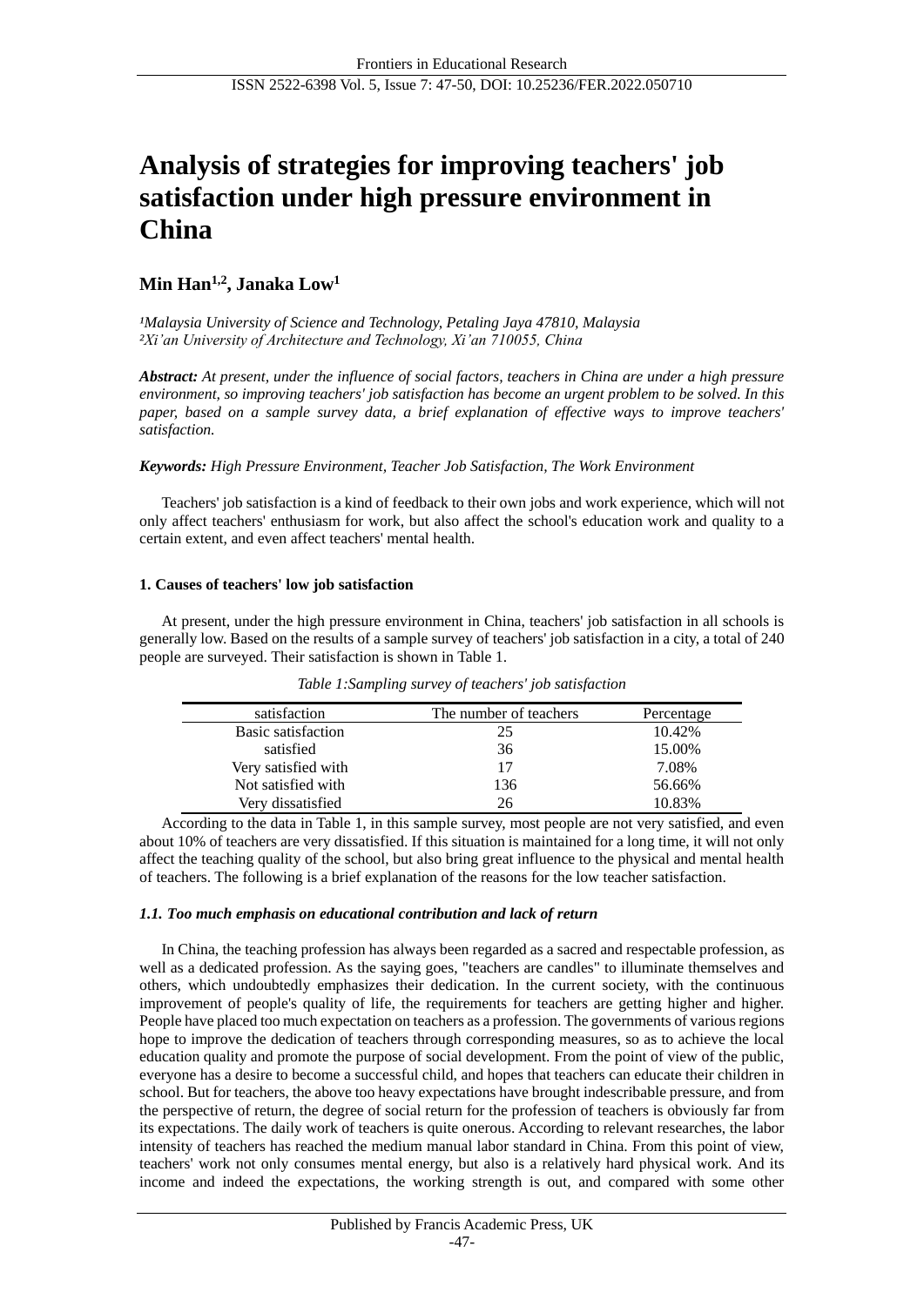# Analysis of strategies for improving teachers' job satisfaction under high pressure environment in China

**Min Han[1,2], Janaka Low[1]**

*[1]Malaysia University of Science and Technology, Petaling Jaya 47810, Malaysia*
*[2]Xi'an University of Architecture and Technology, Xi'an 710055, China*

***Abstract:*** *At present, under the influence of social factors, teachers in China are under a high pressure environment, so improving teachers' job satisfaction has become an urgent problem to be solved. In this paper, based on a sample survey data, a brief explanation of effective ways to improve teachers' satisfaction.*

***Keywords:*** *High Pressure Environment, Teacher Job Satisfaction, The Work Environment*

Teachers' job satisfaction is a kind of feedback to their own jobs and work experience, which will not only affect teachers' enthusiasm for work, but also affect the school's education work and quality to a certain extent, and even affect teachers' mental health.

## 1. Causes of teachers' low job satisfaction

At present, under the high pressure environment in China, teachers' job satisfaction in all schools is generally low. Based on the results of a sample survey of teachers' job satisfaction in a city, a total of 240 people are surveyed. Their satisfaction is shown in Table 1.

*Table 1:Sampling survey of teachers' job satisfaction*

| satisfaction | The number of teachers | Percentage |
|---|---|---|
| Basic satisfaction | 25 | 10.42% |
| satisfied | 36 | 15.00% |
| Very satisfied with | 17 | 7.08% |
| Not satisfied with | 136 | 56.66% |
| Very dissatisfied | 26 | 10.83% |

According to the data in Table 1, in this sample survey, most people are not very satisfied, and even about 10% of teachers are very dissatisfied. If this situation is maintained for a long time, it will not only affect the teaching quality of the school, but also bring great influence to the physical and mental health of teachers. The following is a brief explanation of the reasons for the low teacher satisfaction.

### *1.1. Too much emphasis on educational contribution and lack of return*

In China, the teaching profession has always been regarded as a sacred and respectable profession, as well as a dedicated profession. As the saying goes, "teachers are candles" to illuminate themselves and others, which undoubtedly emphasizes their dedication. In the current society, with the continuous improvement of people's quality of life, the requirements for teachers are getting higher and higher. People have placed too much expectation on teachers as a profession. The governments of various regions hope to improve the dedication of teachers through corresponding measures, so as to achieve the local education quality and promote the purpose of social development. From the point of view of the public, everyone has a desire to become a successful child, and hopes that teachers can educate their children in school. But for teachers, the above too heavy expectations have brought indescribable pressure, and from the perspective of return, the degree of social return for the profession of teachers is obviously far from its expectations. The daily work of teachers is quite onerous. According to relevant researches, the labor intensity of teachers has reached the medium manual labor standard in China. From this point of view, teachers' work not only consumes mental energy, but also is a relatively hard physical work. And its income and indeed the expectations, the working strength is out, and compared with some other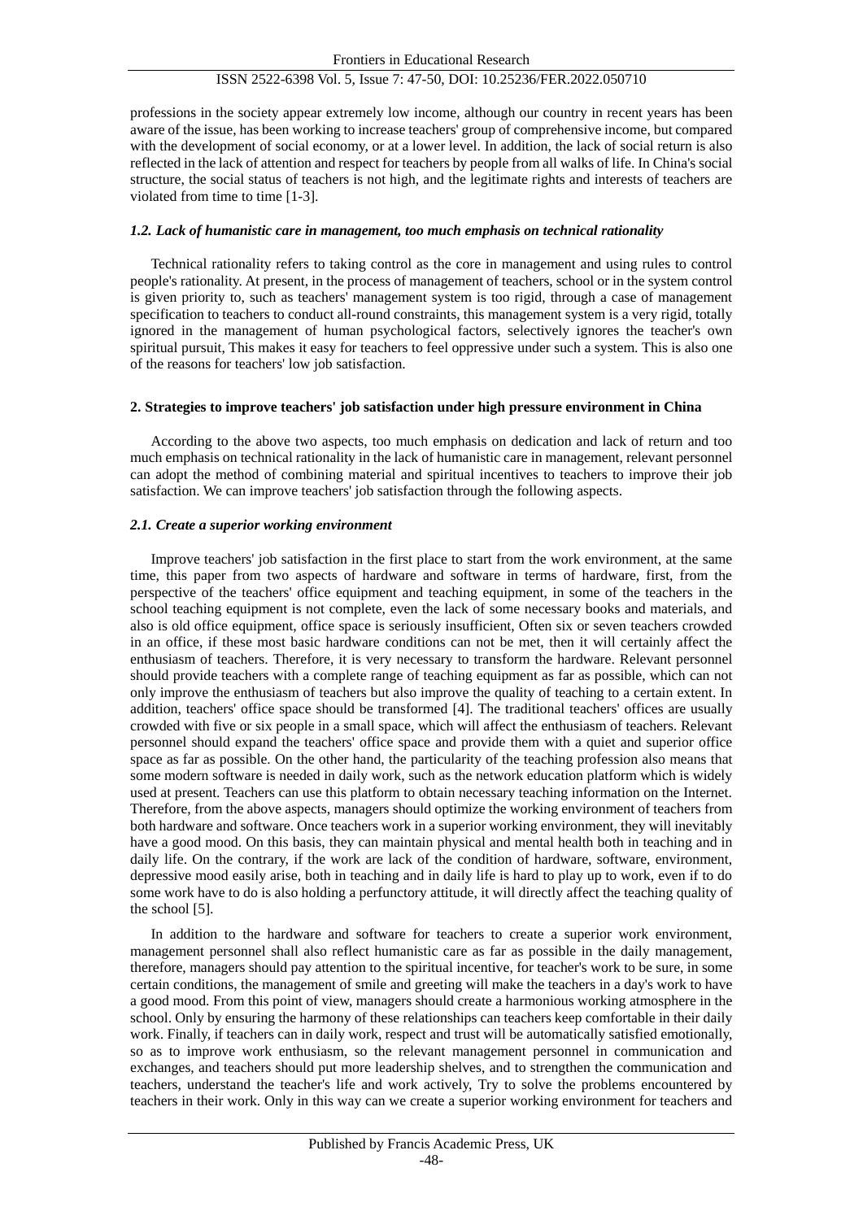professions in the society appear extremely low income, although our country in recent years has been aware of the issue, has been working to increase teachers' group of comprehensive income, but compared with the development of social economy, or at a lower level. In addition, the lack of social return is also reflected in the lack of attention and respect for teachers by people from all walks of life. In China's social structure, the social status of teachers is not high, and the legitimate rights and interests of teachers are violated from time to time [1-3].

### *1.2. Lack of humanistic care in management, too much emphasis on technical rationality*

Technical rationality refers to taking control as the core in management and using rules to control people's rationality. At present, in the process of management of teachers, school or in the system control is given priority to, such as teachers' management system is too rigid, through a case of management specification to teachers to conduct all-round constraints, this management system is a very rigid, totally ignored in the management of human psychological factors, selectively ignores the teacher's own spiritual pursuit, This makes it easy for teachers to feel oppressive under such a system. This is also one of the reasons for teachers' low job satisfaction.

## **2. Strategies to improve teachers' job satisfaction under high pressure environment in China**

According to the above two aspects, too much emphasis on dedication and lack of return and too much emphasis on technical rationality in the lack of humanistic care in management, relevant personnel can adopt the method of combining material and spiritual incentives to teachers to improve their job satisfaction. We can improve teachers' job satisfaction through the following aspects.

### *2.1. Create a superior working environment*

Improve teachers' job satisfaction in the first place to start from the work environment, at the same time, this paper from two aspects of hardware and software in terms of hardware, first, from the perspective of the teachers' office equipment and teaching equipment, in some of the teachers in the school teaching equipment is not complete, even the lack of some necessary books and materials, and also is old office equipment, office space is seriously insufficient, Often six or seven teachers crowded in an office, if these most basic hardware conditions can not be met, then it will certainly affect the enthusiasm of teachers. Therefore, it is very necessary to transform the hardware. Relevant personnel should provide teachers with a complete range of teaching equipment as far as possible, which can not only improve the enthusiasm of teachers but also improve the quality of teaching to a certain extent. In addition, teachers' office space should be transformed [4]. The traditional teachers' offices are usually crowded with five or six people in a small space, which will affect the enthusiasm of teachers. Relevant personnel should expand the teachers' office space and provide them with a quiet and superior office space as far as possible. On the other hand, the particularity of the teaching profession also means that some modern software is needed in daily work, such as the network education platform which is widely used at present. Teachers can use this platform to obtain necessary teaching information on the Internet. Therefore, from the above aspects, managers should optimize the working environment of teachers from both hardware and software. Once teachers work in a superior working environment, they will inevitably have a good mood. On this basis, they can maintain physical and mental health both in teaching and in daily life. On the contrary, if the work are lack of the condition of hardware, software, environment, depressive mood easily arise, both in teaching and in daily life is hard to play up to work, even if to do some work have to do is also holding a perfunctory attitude, it will directly affect the teaching quality of the school [5].

In addition to the hardware and software for teachers to create a superior work environment, management personnel shall also reflect humanistic care as far as possible in the daily management, therefore, managers should pay attention to the spiritual incentive, for teacher's work to be sure, in some certain conditions, the management of smile and greeting will make the teachers in a day's work to have a good mood. From this point of view, managers should create a harmonious working atmosphere in the school. Only by ensuring the harmony of these relationships can teachers keep comfortable in their daily work. Finally, if teachers can in daily work, respect and trust will be automatically satisfied emotionally, so as to improve work enthusiasm, so the relevant management personnel in communication and exchanges, and teachers should put more leadership shelves, and to strengthen the communication and teachers, understand the teacher's life and work actively, Try to solve the problems encountered by teachers in their work. Only in this way can we create a superior working environment for teachers and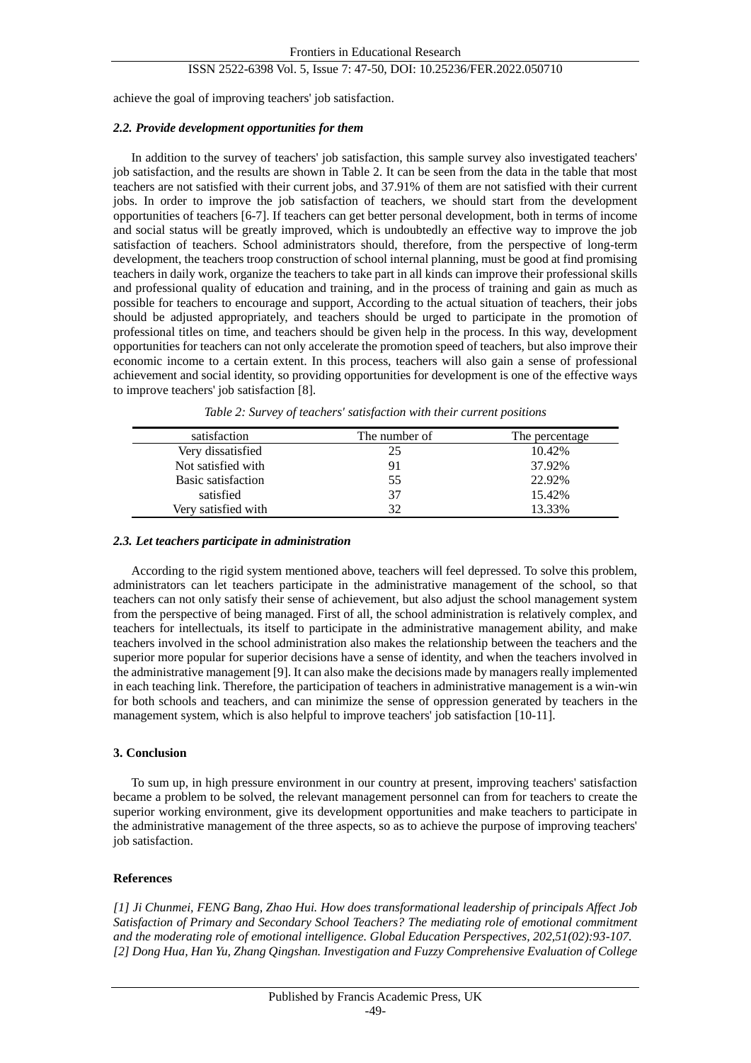achieve the goal of improving teachers' job satisfaction.

### *2.2. Provide development opportunities for them*

In addition to the survey of teachers' job satisfaction, this sample survey also investigated teachers' job satisfaction, and the results are shown in Table 2. It can be seen from the data in the table that most teachers are not satisfied with their current jobs, and 37.91% of them are not satisfied with their current jobs. In order to improve the job satisfaction of teachers, we should start from the development opportunities of teachers [6-7]. If teachers can get better personal development, both in terms of income and social status will be greatly improved, which is undoubtedly an effective way to improve the job satisfaction of teachers. School administrators should, therefore, from the perspective of long-term development, the teachers troop construction of school internal planning, must be good at find promising teachers in daily work, organize the teachers to take part in all kinds can improve their professional skills and professional quality of education and training, and in the process of training and gain as much as possible for teachers to encourage and support, According to the actual situation of teachers, their jobs should be adjusted appropriately, and teachers should be urged to participate in the promotion of professional titles on time, and teachers should be given help in the process. In this way, development opportunities for teachers can not only accelerate the promotion speed of teachers, but also improve their economic income to a certain extent. In this process, teachers will also gain a sense of professional achievement and social identity, so providing opportunities for development is one of the effective ways to improve teachers' job satisfaction [8].

*Table 2: Survey of teachers' satisfaction with their current positions*

| satisfaction | The number of | The percentage |
|---|---|---|
| Very dissatisfied | 25 | 10.42% |
| Not satisfied with | 91 | 37.92% |
| Basic satisfaction | 55 | 22.92% |
| satisfied | 37 | 15.42% |
| Very satisfied with | 32 | 13.33% |

### *2.3. Let teachers participate in administration*

According to the rigid system mentioned above, teachers will feel depressed. To solve this problem, administrators can let teachers participate in the administrative management of the school, so that teachers can not only satisfy their sense of achievement, but also adjust the school management system from the perspective of being managed. First of all, the school administration is relatively complex, and teachers for intellectuals, its itself to participate in the administrative management ability, and make teachers involved in the school administration also makes the relationship between the teachers and the superior more popular for superior decisions have a sense of identity, and when the teachers involved in the administrative management [9]. It can also make the decisions made by managers really implemented in each teaching link. Therefore, the participation of teachers in administrative management is a win-win for both schools and teachers, and can minimize the sense of oppression generated by teachers in the management system, which is also helpful to improve teachers' job satisfaction [10-11].

## 3. Conclusion

To sum up, in high pressure environment in our country at present, improving teachers' satisfaction became a problem to be solved, the relevant management personnel can from for teachers to create the superior working environment, give its development opportunities and make teachers to participate in the administrative management of the three aspects, so as to achieve the purpose of improving teachers' job satisfaction.

## References

*[1] Ji Chunmei, FENG Bang, Zhao Hui. How does transformational leadership of principals Affect Job Satisfaction of Primary and Secondary School Teachers? The mediating role of emotional commitment and the moderating role of emotional intelligence. Global Education Perspectives, 202,51(02):93-107.*

*[2] Dong Hua, Han Yu, Zhang Qingshan. Investigation and Fuzzy Comprehensive Evaluation of College*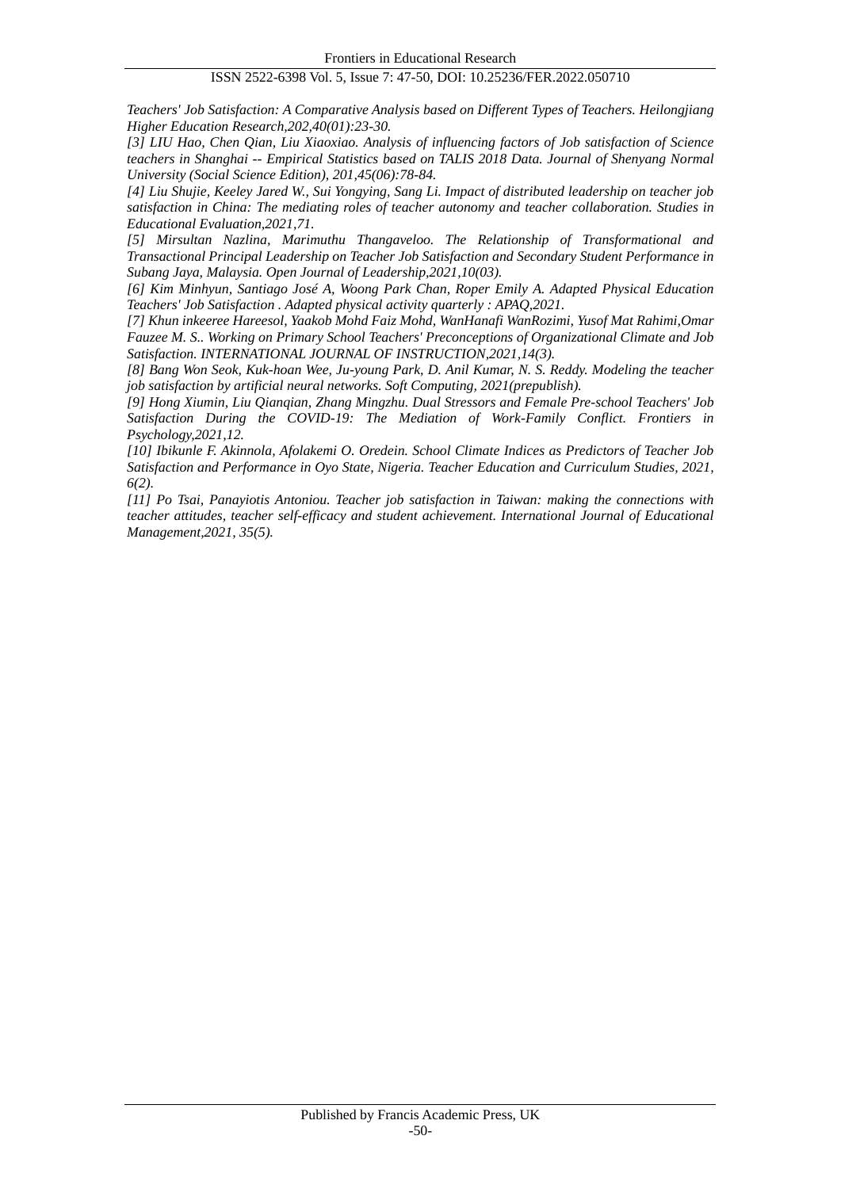*Teachers' Job Satisfaction: A Comparative Analysis based on Different Types of Teachers. Heilongjiang Higher Education Research,202,40(01):23-30.*

*[3] LIU Hao, Chen Qian, Liu Xiaoxiao. Analysis of influencing factors of Job satisfaction of Science teachers in Shanghai -- Empirical Statistics based on TALIS 2018 Data. Journal of Shenyang Normal University (Social Science Edition), 201,45(06):78-84.*

*[4] Liu Shujie, Keeley Jared W., Sui Yongying, Sang Li. Impact of distributed leadership on teacher job satisfaction in China: The mediating roles of teacher autonomy and teacher collaboration. Studies in Educational Evaluation,2021,71.*

*[5] Mirsultan Nazlina, Marimuthu Thangaveloo. The Relationship of Transformational and Transactional Principal Leadership on Teacher Job Satisfaction and Secondary Student Performance in Subang Jaya, Malaysia. Open Journal of Leadership,2021,10(03).*

*[6] Kim Minhyun, Santiago José A, Woong Park Chan, Roper Emily A. Adapted Physical Education Teachers' Job Satisfaction . Adapted physical activity quarterly : APAQ,2021.*

*[7] Khun inkeeree Hareesol, Yaakob Mohd Faiz Mohd, WanHanafi WanRozimi, Yusof Mat Rahimi,Omar Fauzee M. S.. Working on Primary School Teachers' Preconceptions of Organizational Climate and Job Satisfaction. INTERNATIONAL JOURNAL OF INSTRUCTION,2021,14(3).*

*[8] Bang Won Seok, Kuk-hoan Wee, Ju-young Park, D. Anil Kumar, N. S. Reddy. Modeling the teacher job satisfaction by artificial neural networks. Soft Computing, 2021(prepublish).*

*[9] Hong Xiumin, Liu Qianqian, Zhang Mingzhu. Dual Stressors and Female Pre-school Teachers' Job Satisfaction During the COVID-19: The Mediation of Work-Family Conflict. Frontiers in Psychology,2021,12.*

*[10] Ibikunle F. Akinnola, Afolakemi O. Oredein. School Climate Indices as Predictors of Teacher Job Satisfaction and Performance in Oyo State, Nigeria. Teacher Education and Curriculum Studies, 2021, 6(2).*

*[11] Po Tsai, Panayiotis Antoniou. Teacher job satisfaction in Taiwan: making the connections with teacher attitudes, teacher self-efficacy and student achievement. International Journal of Educational Management,2021, 35(5).*